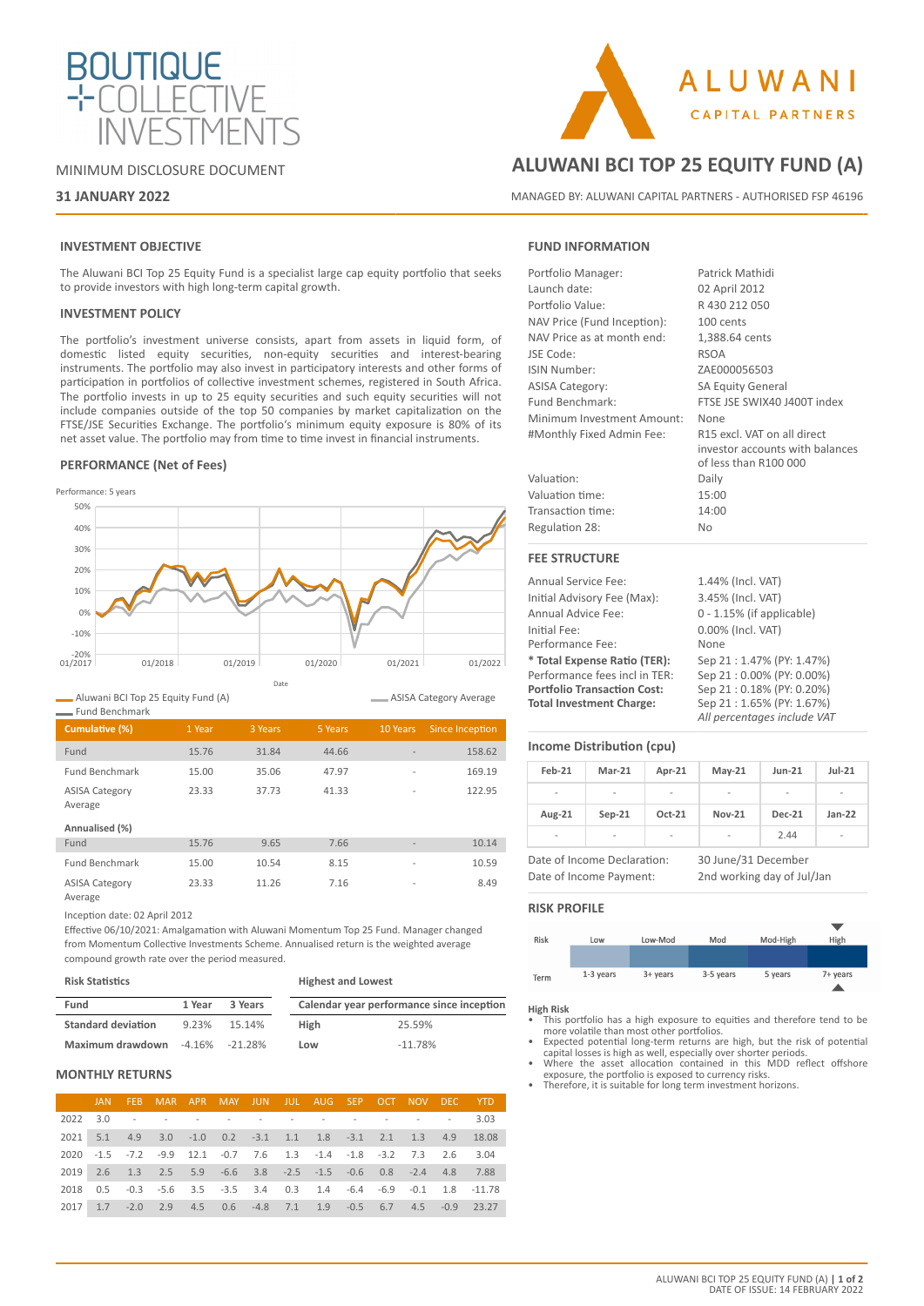# ALUWANI BCI TOP 25 EQUITY FUND (A)

MINIMUM DISCLOSURE DOCUMENT

**31 JANUARY 2022**

MANAGED BY: ALUWANI CAPITAL PARTNERS - AUTHORISED FSP 46196

## INVESTMENT OBJECTIVE

The Aluwani BCI Top 25 Equity Fund is a specialist large cap equity portfolio that seeks to provide investors with high long-term capital growth.

## INVESTMENT POLICY

The portfolio's investment universe consists, apart from assets in liquid form, of domestic listed equity securities, non-equity securities and interest-bearing instruments. The portfolio may also invest in participatory interests and other forms of participation in portfolios of collective investment schemes, registered in South Africa. The portfolio invests in up to 25 equity securities and such equity securities will not include companies outside of the top 50 companies by market capitalization on the FTSE/JSE Securities Exchange. The portfolio's minimum equity exposure is 80% of its net asset value. The portfolio may from time to time invest in financial instruments.

## PERFORMANCE (Net of Fees)

Performance: 5 years

Aluwani BCI Top 25 Equity Fund (A) — ASISA Category Average — Fund Benchmark

| Cumulative (%) | 1 Year | 3 Years | 5 Years | 10 Years | Since Inception |
|---|---|---|---|---|---|
| Fund | 15.76 | 31.84 | 44.66 | - | 158.62 |
| Fund Benchmark | 15.00 | 35.06 | 47.97 | - | 169.19 |
| ASISA Category Average | 23.33 | 37.73 | 41.33 | - | 122.95 |
| **Annualised (%)** | | | | | |
| Fund | 15.76 | 9.65 | 7.66 | - | 10.14 |
| Fund Benchmark | 15.00 | 10.54 | 8.15 | - | 10.59 |
| ASISA Category Average | 23.33 | 11.26 | 7.16 | - | 8.49 |

Inception date: 02 April 2012

Effective 06/10/2021: Amalgamation with Aluwani Momentum Top 25 Fund. Manager changed from Momentum Collective Investments Scheme. Annualised return is the weighted average compound growth rate over the period measured.

**Risk Statistics**

| Fund | 1 Year | 3 Years |
|---|---|---|
| **Standard deviation** | 9.23% | 15.14% |
| **Maximum drawdown** | -4.16% | -21.28% |

**Highest and Lowest**

| Calendar year performance since inception | |
|---|---|
| **High** | 25.59% |
| **Low** | -11.78% |

## MONTHLY RETURNS

| | JAN | FEB | MAR | APR | MAY | JUN | JUL | AUG | SEP | OCT | NOV | DEC | YTD |
|---|---|---|---|---|---|---|---|---|---|---|---|---|---|
| 2022 | 3.0 | - | - | - | - | - | - | - | - | - | - | - | 3.03 |
| 2021 | 5.1 | 4.9 | 3.0 | -1.0 | 0.2 | -3.1 | 1.1 | 1.8 | -3.1 | 2.1 | 1.3 | 4.9 | 18.08 |
| 2020 | -1.5 | -7.2 | -9.9 | 12.1 | -0.7 | 7.6 | 1.3 | -1.4 | -1.8 | -3.2 | 7.3 | 2.6 | 3.04 |
| 2019 | 2.6 | 1.3 | 2.5 | 5.9 | -6.6 | 3.8 | -2.5 | -1.5 | -0.6 | 0.8 | -2.4 | 4.8 | 7.88 |
| 2018 | 0.5 | -0.3 | -5.6 | 3.5 | -3.5 | 3.4 | 0.3 | 1.4 | -6.4 | -6.9 | -0.1 | 1.8 | -11.78 |
| 2017 | 1.7 | -2.0 | 2.9 | 4.5 | 0.6 | -4.8 | 7.1 | 1.9 | -0.5 | 6.7 | 4.5 | -0.9 | 23.27 |

## FUND INFORMATION

| | |
|---|---|
| Portfolio Manager: | Patrick Mathidi |
| Launch date: | 02 April 2012 |
| Portfolio Value: | R 430 212 050 |
| NAV Price (Fund Inception): | 100 cents |
| NAV Price as at month end: | 1,388.64 cents |
| JSE Code: | RSOA |
| ISIN Number: | ZAE000056503 |
| ASISA Category: | SA Equity General |
| Fund Benchmark: | FTSE JSE SWIX40 J400T index |
| Minimum Investment Amount: | None |
| #Monthly Fixed Admin Fee: | R15 excl. VAT on all direct investor accounts with balances of less than R100 000 |
| Valuation: | Daily |
| Valuation time: | 15:00 |
| Transaction time: | 14:00 |
| Regulation 28: | No |

## FEE STRUCTURE

| | |
|---|---|
| Annual Service Fee: | 1.44% (Incl. VAT) |
| Initial Advisory Fee (Max): | 3.45% (Incl. VAT) |
| Annual Advice Fee: | 0 - 1.15% (if applicable) |
| Initial Fee: | 0.00% (Incl. VAT) |
| Performance Fee: | None |
| **\* Total Expense Ratio (TER):** | Sep 21 : 1.47% (PY: 1.47%) |
| Performance fees incl in TER: | Sep 21 : 0.00% (PY: 0.00%) |
| **Portfolio Transaction Cost:** | Sep 21 : 0.18% (PY: 0.20%) |
| **Total Investment Charge:** | Sep 21 : 1.65% (PY: 1.67%) |

*All percentages include VAT*

## Income Distribution (cpu)

| Feb-21 | Mar-21 | Apr-21 | May-21 | Jun-21 | Jul-21 |
|---|---|---|---|---|---|
| - | - | - | - | - | - |
| **Aug-21** | **Sep-21** | **Oct-21** | **Nov-21** | **Dec-21** | **Jan-22** |
| - | - | - | - | 2.44 | - |

| | |
|---|---|
| Date of Income Declaration: | 30 June/31 December |
| Date of Income Payment: | 2nd working day of Jul/Jan |

## RISK PROFILE

| Risk | Low | Low-Mod | Mod | Mod-High | High |
|---|---|---|---|---|---|
| Term | 1-3 years | 3+ years | 3-5 years | 5 years | 7+ years |

**High Risk**

- This portfolio has a high exposure to equities and therefore tend to be more volatile than most other portfolios.
- Expected potential long-term returns are high, but the risk of potential capital losses is high as well, especially over shorter periods.
- Where the asset allocation contained in this MDD reflect offshore exposure, the portfolio is exposed to currency risks.
- Therefore, it is suitable for long term investment horizons.

DATE OF ISSUE: 14 FEBRUARY 2022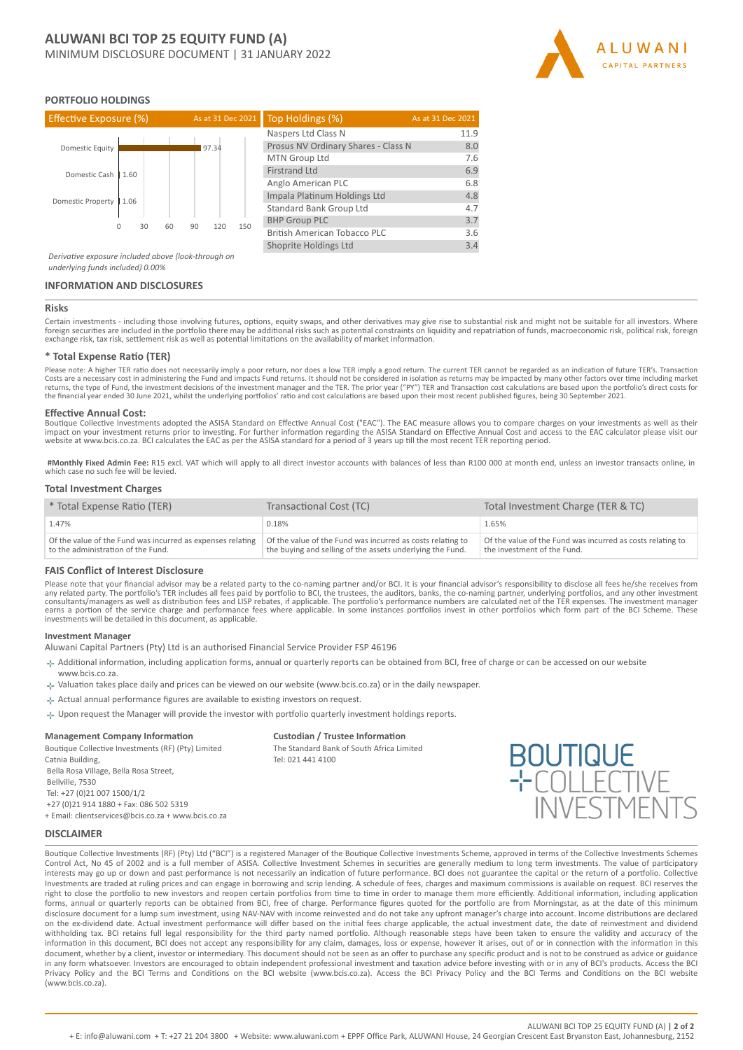# ALUWANI BCI TOP 25 EQUITY FUND (A)

MINIMUM DISCLOSURE DOCUMENT | 31 JANUARY 2022

## PORTFOLIO HOLDINGS

**Effective Exposure (%)** As at 31 Dec 2021

Domestic Equity 97.34
Domestic Cash 1.60
Domestic Property 1.06
0 30 60 90 120 150

*Derivative exposure included above (look-through on underlying funds included) 0.00%*

| Top Holdings (%) | As at 31 Dec 2021 |
|---|---|
| Naspers Ltd Class N | 11.9 |
| Prosus NV Ordinary Shares - Class N | 8.0 |
| MTN Group Ltd | 7.6 |
| Firstrand Ltd | 6.9 |
| Anglo American PLC | 6.8 |
| Impala Platinum Holdings Ltd | 4.8 |
| Standard Bank Group Ltd | 4.7 |
| BHP Group PLC | 3.7 |
| British American Tobacco PLC | 3.6 |
| Shoprite Holdings Ltd | 3.4 |

## INFORMATION AND DISCLOSURES

### Risks

Certain investments - including those involving futures, options, equity swaps, and other derivatives may give rise to substantial risk and might not be suitable for all investors. Where foreign securities are included in the portfolio there may be additional risks such as potential constraints on liquidity and repatriation of funds, macroeconomic risk, political risk, foreign exchange risk, tax risk, settlement risk as well as potential limitations on the availability of market information.

### * Total Expense Ratio (TER)

Please note: A higher TER ratio does not necessarily imply a poor return, nor does a low TER imply a good return. The current TER cannot be regarded as an indication of future TER's. Transaction Costs are a necessary cost in administering the Fund and impacts Fund returns. It should not be considered in isolation as returns may be impacted by many other factors over time including market returns, the type of Fund, the investment decisions of the investment manager and the TER. The prior year ("PY") TER and Transaction cost calculations are based upon the portfolio's direct costs for the financial year ended 30 June 2021, whilst the underlying portfolios' ratio and cost calculations are based upon their most recent published figures, being 30 September 2021.

### Effective Annual Cost:

Boutique Collective Investments adopted the ASISA Standard on Effective Annual Cost ("EAC"). The EAC measure allows you to compare charges on your investments as well as their impact on your investment returns prior to investing. For further information regarding the ASISA Standard on Effective Annual Cost and access to the EAC calculator please visit our website at www.bcis.co.za. BCI calculates the EAC as per the ASISA standard for a period of 3 years up till the most recent TER reporting period.

**#Monthly Fixed Admin Fee:** R15 excl. VAT which will apply to all direct investor accounts with balances of less than R100 000 at month end, unless an investor transacts online, in which case no such fee will be levied.

### Total Investment Charges

| * Total Expense Ratio (TER) | Transactional Cost (TC) | Total Investment Charge (TER & TC) |
|---|---|---|
| 1.47% | 0.18% | 1.65% |
| Of the value of the Fund was incurred as expenses relating to the administration of the Fund. | Of the value of the Fund was incurred as costs relating to the buying and selling of the assets underlying the Fund. | Of the value of the Fund was incurred as costs relating to the investment of the Fund. |

### FAIS Conflict of Interest Disclosure

Please note that your financial advisor may be a related party to the co-naming partner and/or BCI. It is your financial advisor's responsibility to disclose all fees he/she receives from any related party. The portfolio's TER includes all fees paid by portfolio to BCI, the trustees, the auditors, banks, the co-naming partner, underlying portfolios, and any other investment consultants/managers as well as distribution fees and LISP rebates, if applicable. The portfolio's performance numbers are calculated net of the TER expenses. The investment manager earns a portion of the service charge and performance fees where applicable. In some instances portfolios invest in other portfolios which form part of the BCI Scheme. These investments will be detailed in this document, as applicable.

#### Investment Manager

Aluwani Capital Partners (Pty) Ltd is an authorised Financial Service Provider FSP 46196

- Additional information, including application forms, annual or quarterly reports can be obtained from BCI, free of charge or can be accessed on our website www.bcis.co.za.
- Valuation takes place daily and prices can be viewed on our website (www.bcis.co.za) or in the daily newspaper.
- Actual annual performance figures are available to existing investors on request.
- Upon request the Manager will provide the investor with portfolio quarterly investment holdings reports.

#### Management Company Information

Boutique Collective Investments (RF) (Pty) Limited
Catnia Building,
Bella Rosa Village, Bella Rosa Street,
Bellville, 7530
Tel: +27 (0)21 007 1500/1/2
+27 (0)21 914 1880 + Fax: 086 502 5319
+ Email: clientservices@bcis.co.za + www.bcis.co.za

#### Custodian / Trustee Information

The Standard Bank of South Africa Limited
Tel: 021 441 4100

## DISCLAIMER

Boutique Collective Investments (RF) (Pty) Ltd ("BCI") is a registered Manager of the Boutique Collective Investments Scheme, approved in terms of the Collective Investments Schemes Control Act, No 45 of 2002 and is a full member of ASISA. Collective Investment Schemes in securities are generally medium to long term investments. The value of participatory interests may go up or down and past performance is not necessarily an indication of future performance. BCI does not guarantee the capital or the return of a portfolio. Collective Investments are traded at ruling prices and can engage in borrowing and scrip lending. A schedule of fees, charges and maximum commissions is available on request. BCI reserves the right to close the portfolio to new investors and reopen certain portfolios from time to time in order to manage them more efficiently. Additional information, including application forms, annual or quarterly reports can be obtained from BCI, free of charge. Performance figures quoted for the portfolio are from Morningstar, as at the date of this minimum disclosure document for a lump sum investment, using NAV-NAV with income reinvested and do not take any upfront manager's charge into account. Income distributions are declared on the ex-dividend date. Actual investment performance will differ based on the initial fees charge applicable, the actual investment date, the date of reinvestment and dividend withholding tax. BCI retains full legal responsibility for the third party named portfolio. Although reasonable steps have been taken to ensure the validity and accuracy of the information in this document, BCI does not accept any responsibility for any claim, damages, loss or expense, however it arises, out of or in connection with the information in this document, whether by a client, investor or intermediary. This document should not be seen as an offer to purchase any specific product and is not to be construed as advice or guidance in any form whatsoever. Investors are encouraged to obtain independent professional investment and taxation advice before investing with or in any of BCI's products. Access the BCI Privacy Policy and the BCI Terms and Conditions on the BCI website (www.bcis.co.za). Access the BCI Privacy Policy and the BCI Terms and Conditions on the BCI website (www.bcis.co.za).

+ E: info@aluwani.com + T: +27 21 204 3800 + Website: www.aluwani.com + EPPF Office Park, ALUWANI House, 24 Georgian Crescent East Bryanston East, Johannesburg, 2152